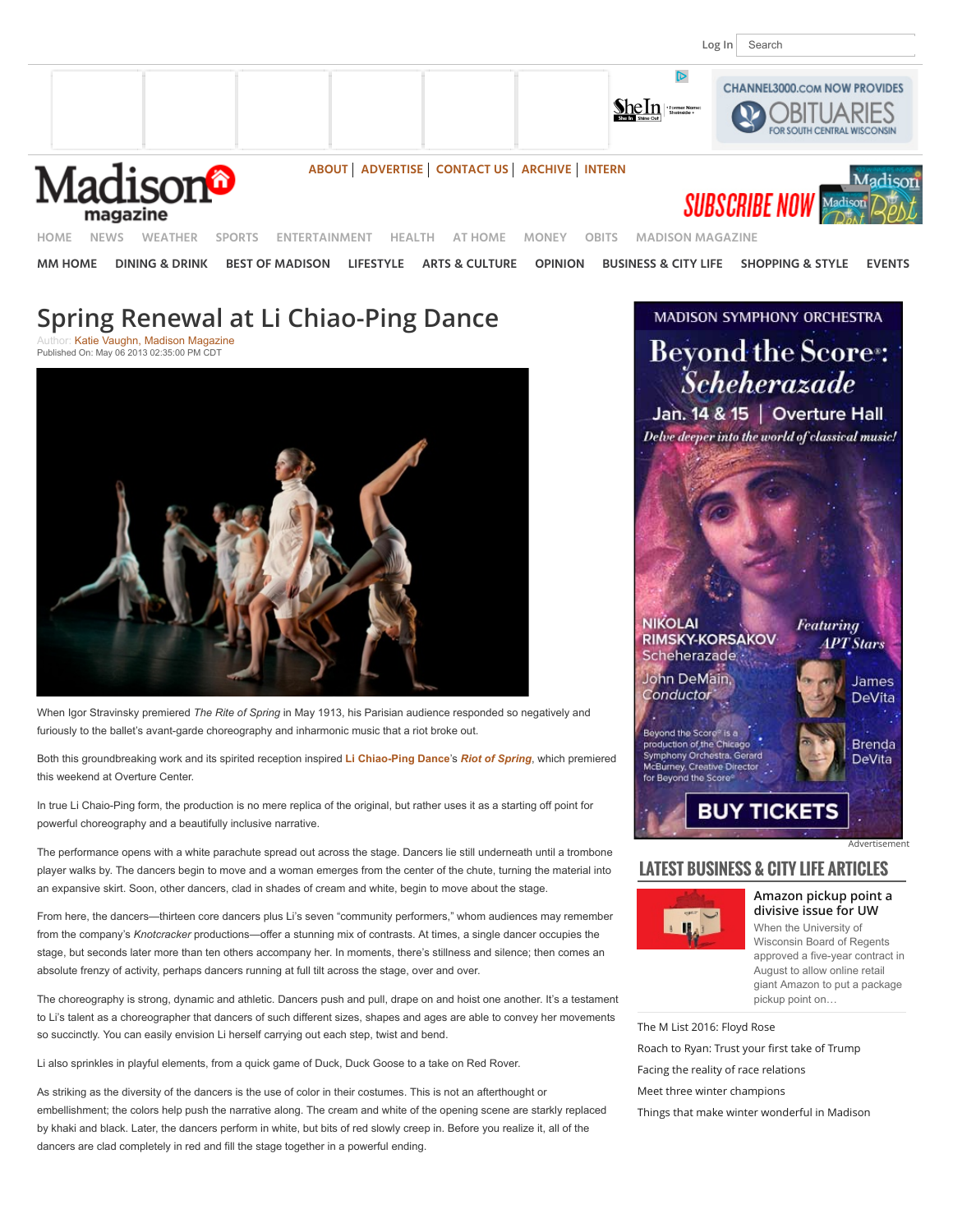# Spring Renewal at Li Chiao-Ping Dance

Author: Katie Vaughn, Madison Magazine
Published On: May 06 2013 02:35:00 PM CDT

When Igor Stravinsky premiered *The Rite of Spring* in May 1913, his Parisian audience responded so negatively and furiously to the ballet's avant-garde choreography and inharmonic music that a riot broke out.

Both this groundbreaking work and its spirited reception inspired **Li Chiao-Ping Dance**'s ***Riot of Spring***, which premiered this weekend at Overture Center.

In true Li Chaio-Ping form, the production is no mere replica of the original, but rather uses it as a starting off point for powerful choreography and a beautifully inclusive narrative.

The performance opens with a white parachute spread out across the stage. Dancers lie still underneath until a trombone player walks by. The dancers begin to move and a woman emerges from the center of the chute, turning the material into an expansive skirt. Soon, other dancers, clad in shades of cream and white, begin to move about the stage.

From here, the dancers—thirteen core dancers plus Li's seven "community performers," whom audiences may remember from the company's *Knotcracker* productions—offer a stunning mix of contrasts. At times, a single dancer occupies the stage, but seconds later more than ten others accompany her. In moments, there's stillness and silence; then comes an absolute frenzy of activity, perhaps dancers running at full tilt across the stage, over and over.

The choreography is strong, dynamic and athletic. Dancers push and pull, drape on and hoist one another. It's a testament to Li's talent as a choreographer that dancers of such different sizes, shapes and ages are able to convey her movements so succinctly. You can easily envision Li herself carrying out each step, twist and bend.

Li also sprinkles in playful elements, from a quick game of Duck, Duck Goose to a take on Red Rover.

As striking as the diversity of the dancers is the use of color in their costumes. This is not an afterthought or embellishment; the colors help push the narrative along. The cream and white of the opening scene are starkly replaced by khaki and black. Later, the dancers perform in white, but bits of red slowly creep in. Before you realize it, all of the dancers are clad completely in red and fill the stage together in a powerful ending.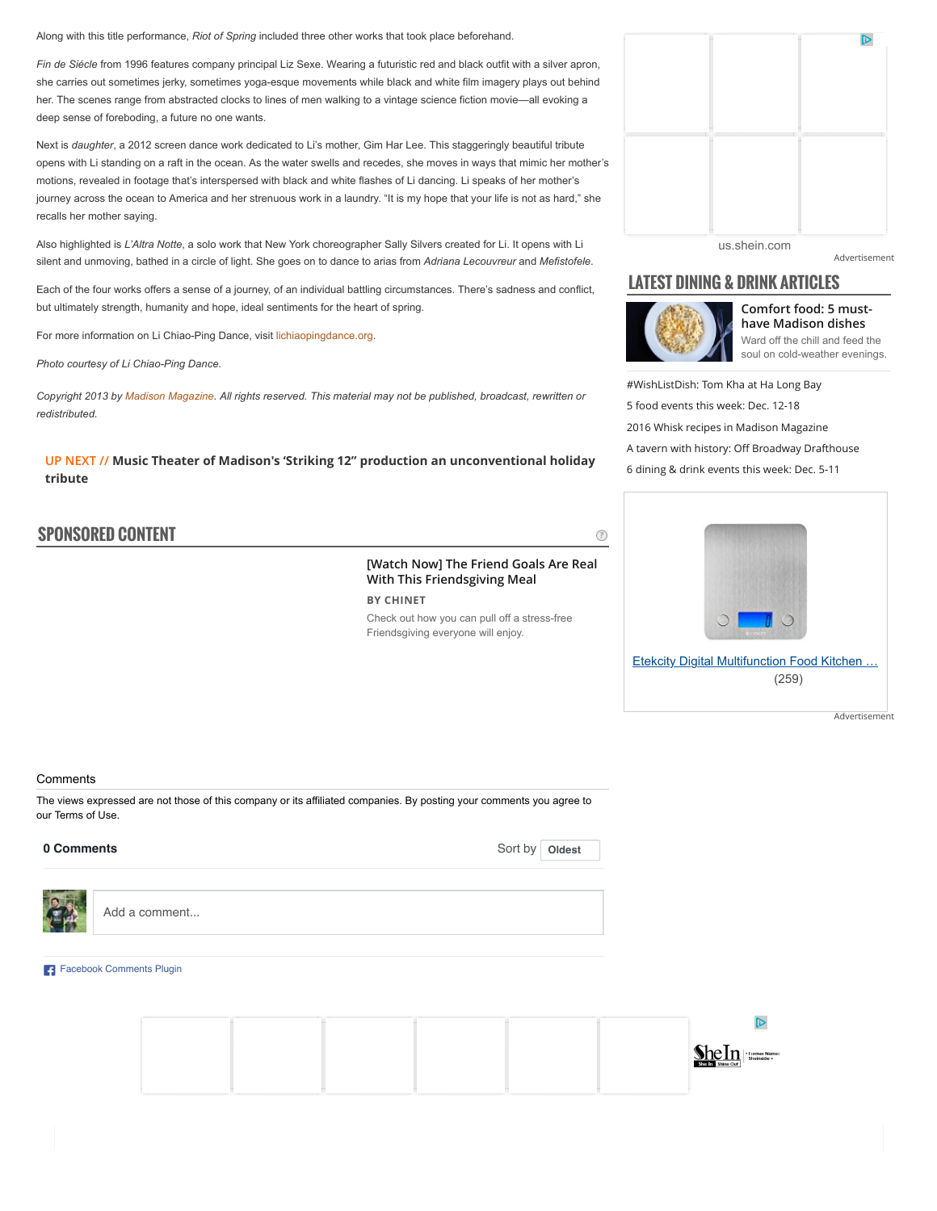Along with this title performance, *Riot of Spring* included three other works that took place beforehand.

*Fin de Siécle* from 1996 features company principal Liz Sexe. Wearing a futuristic red and black outfit with a silver apron, she carries out sometimes jerky, sometimes yoga-esque movements while black and white film imagery plays out behind her. The scenes range from abstracted clocks to lines of men walking to a vintage science fiction movie—all evoking a deep sense of foreboding, a future no one wants.

Next is *daughter*, a 2012 screen dance work dedicated to Li's mother, Gim Har Lee. This staggeringly beautiful tribute opens with Li standing on a raft in the ocean. As the water swells and recedes, she moves in ways that mimic her mother's motions, revealed in footage that's interspersed with black and white flashes of Li dancing. Li speaks of her mother's journey across the ocean to America and her strenuous work in a laundry. "It is my hope that your life is not as hard," she recalls her mother saying.

Also highlighted is *L'Altra Notte*, a solo work that New York choreographer Sally Silvers created for Li. It opens with Li silent and unmoving, bathed in a circle of light. She goes on to dance to arias from *Adriana Lecouvreur* and *Mefistofele*.

Each of the four works offers a sense of a journey, of an individual battling circumstances. There's sadness and conflict, but ultimately strength, humanity and hope, ideal sentiments for the heart of spring.

For more information on Li Chiao-Ping Dance, visit lichiaopingdance.org.

*Photo courtesy of Li Chiao-Ping Dance.*

*Copyright 2013 by Madison Magazine. All rights reserved. This material may not be published, broadcast, rewritten or redistributed.*

UP NEXT // **Music Theater of Madison's 'Striking 12" production an unconventional holiday tribute**

## SPONSORED CONTENT

**[Watch Now] The Friend Goals Are Real With This Friendsgiving Meal**

BY CHINET

Check out how you can pull off a stress-free Friendsgiving everyone will enjoy.

## LATEST DINING & DRINK ARTICLES

**Comfort food: 5 must-have Madison dishes**

Ward off the chill and feed the soul on cold-weather evenings.

#WishListDish: Tom Kha at Ha Long Bay

5 food events this week: Dec. 12-18

2016 Whisk recipes in Madison Magazine

A tavern with history: Off Broadway Drafthouse

6 dining & drink events this week: Dec. 5-11

Comments

The views expressed are not those of this company or its affiliated companies. By posting your comments you agree to our Terms of Use.

**0 Comments**

Sort by Oldest

Add a comment...

Facebook Comments Plugin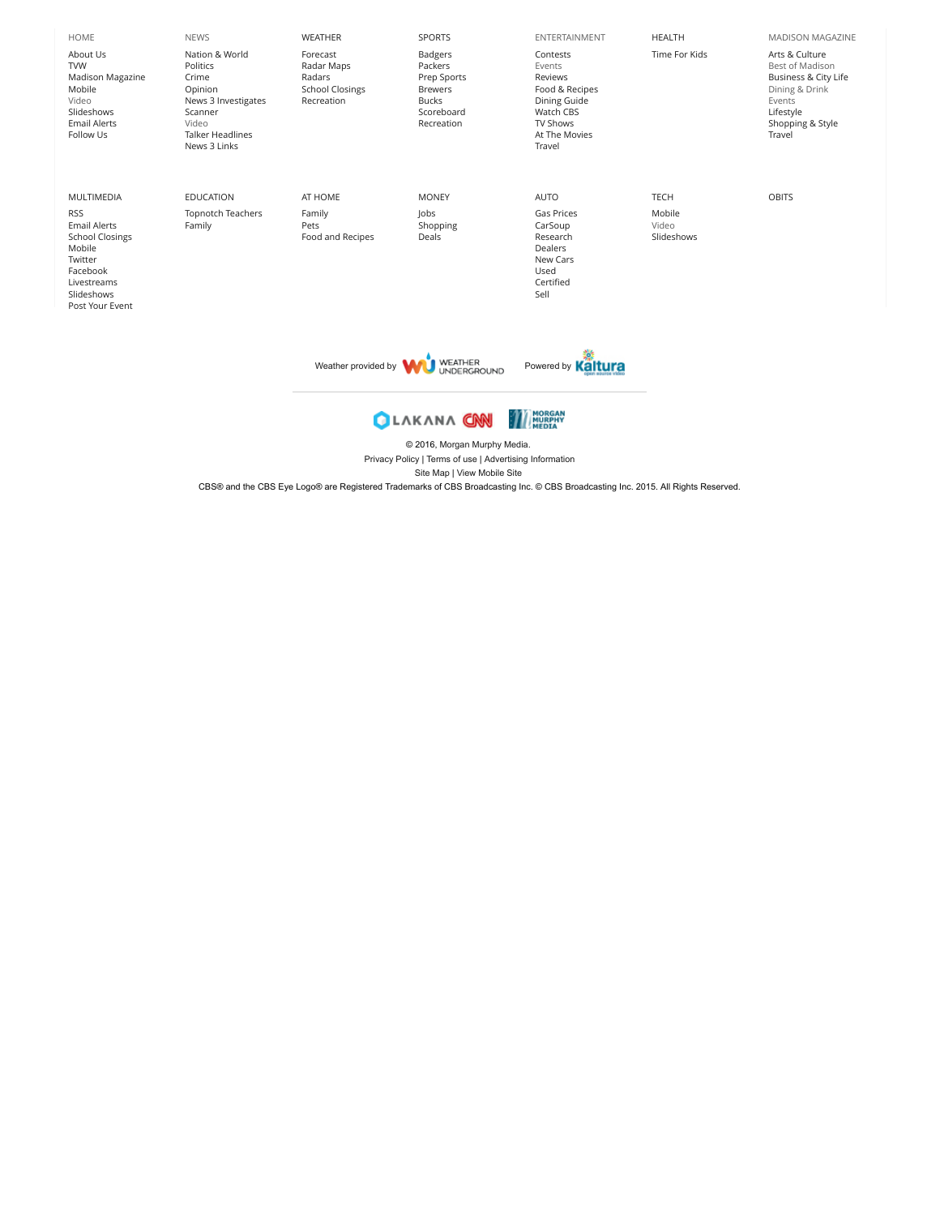HOME

- About Us
- TVW
- Madison Magazine
- Mobile
- Video
- Slideshows
- Email Alerts
- Follow Us

NEWS

- Nation & World
- Politics
- Crime
- Opinion
- News 3 Investigates
- Scanner
- Video
- Talker Headlines
- News 3 Links

WEATHER

- Forecast
- Radar Maps
- Radars
- School Closings
- Recreation

SPORTS

- Badgers
- Packers
- Prep Sports
- Brewers
- Bucks
- Scoreboard
- Recreation

ENTERTAINMENT

- Contests
- Events
- Reviews
- Food & Recipes
- Dining Guide
- Watch CBS
- TV Shows
- At The Movies
- Travel

HEALTH

- Time For Kids

MADISON MAGAZINE

- Arts & Culture
- Best of Madison
- Business & City Life
- Dining & Drink
- Events
- Lifestyle
- Shopping & Style
- Travel

MULTIMEDIA

- RSS
- Email Alerts
- School Closings
- Mobile
- Twitter
- Facebook
- Livestreams
- Slideshows
- Post Your Event

EDUCATION

- Topnotch Teachers
- Family

AT HOME

- Family
- Pets
- Food and Recipes

MONEY

- Jobs
- Shopping
- Deals

AUTO

- Gas Prices
- CarSoup
- Research
- Dealers
- New Cars
- Used
- Certified
- Sell

TECH

- Mobile
- Video
- Slideshows

OBITS

Weather provided by WEATHER UNDERGROUND    Powered by Kaltura

© 2016, Morgan Murphy Media.

Privacy Policy | Terms of use | Advertising Information

Site Map | View Mobile Site

CBS® and the CBS Eye Logo® are Registered Trademarks of CBS Broadcasting Inc. © CBS Broadcasting Inc. 2015. All Rights Reserved.